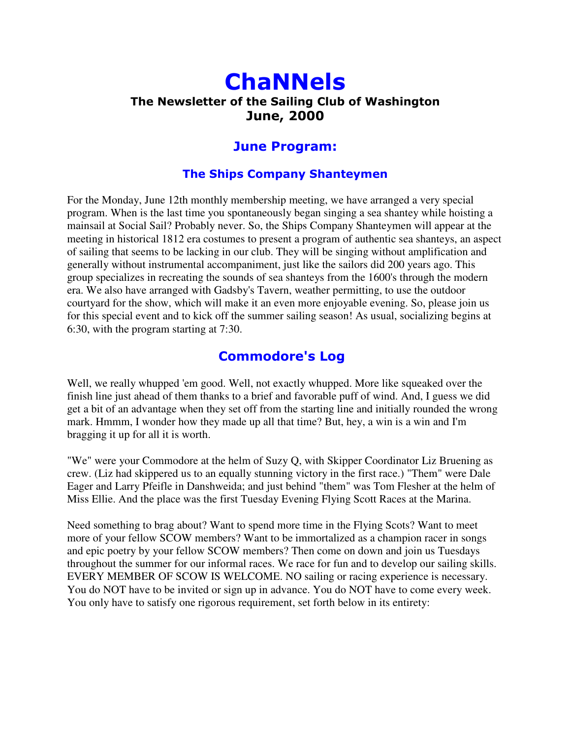# ChaNNels

### The Newsletter of the Sailing Club of Washington
### June, 2000

## June Program:

### The Ships Company Shanteymen

For the Monday, June 12th monthly membership meeting, we have arranged a very special program. When is the last time you spontaneously began singing a sea shantey while hoisting a mainsail at Social Sail? Probably never. So, the Ships Company Shanteymen will appear at the meeting in historical 1812 era costumes to present a program of authentic sea shanteys, an aspect of sailing that seems to be lacking in our club. They will be singing without amplification and generally without instrumental accompaniment, just like the sailors did 200 years ago. This group specializes in recreating the sounds of sea shanteys from the 1600's through the modern era. We also have arranged with Gadsby's Tavern, weather permitting, to use the outdoor courtyard for the show, which will make it an even more enjoyable evening. So, please join us for this special event and to kick off the summer sailing season! As usual, socializing begins at 6:30, with the program starting at 7:30.

## Commodore's Log

Well, we really whupped 'em good. Well, not exactly whupped. More like squeaked over the finish line just ahead of them thanks to a brief and favorable puff of wind. And, I guess we did get a bit of an advantage when they set off from the starting line and initially rounded the wrong mark. Hmmm, I wonder how they made up all that time? But, hey, a win is a win and I'm bragging it up for all it is worth.

"We" were your Commodore at the helm of Suzy Q, with Skipper Coordinator Liz Bruening as crew. (Liz had skippered us to an equally stunning victory in the first race.) "Them" were Dale Eager and Larry Pfeifle in Danshweida; and just behind "them" was Tom Flesher at the helm of Miss Ellie. And the place was the first Tuesday Evening Flying Scott Races at the Marina.

Need something to brag about? Want to spend more time in the Flying Scots? Want to meet more of your fellow SCOW members? Want to be immortalized as a champion racer in songs and epic poetry by your fellow SCOW members? Then come on down and join us Tuesdays throughout the summer for our informal races. We race for fun and to develop our sailing skills. EVERY MEMBER OF SCOW IS WELCOME. NO sailing or racing experience is necessary. You do NOT have to be invited or sign up in advance. You do NOT have to come every week. You only have to satisfy one rigorous requirement, set forth below in its entirety: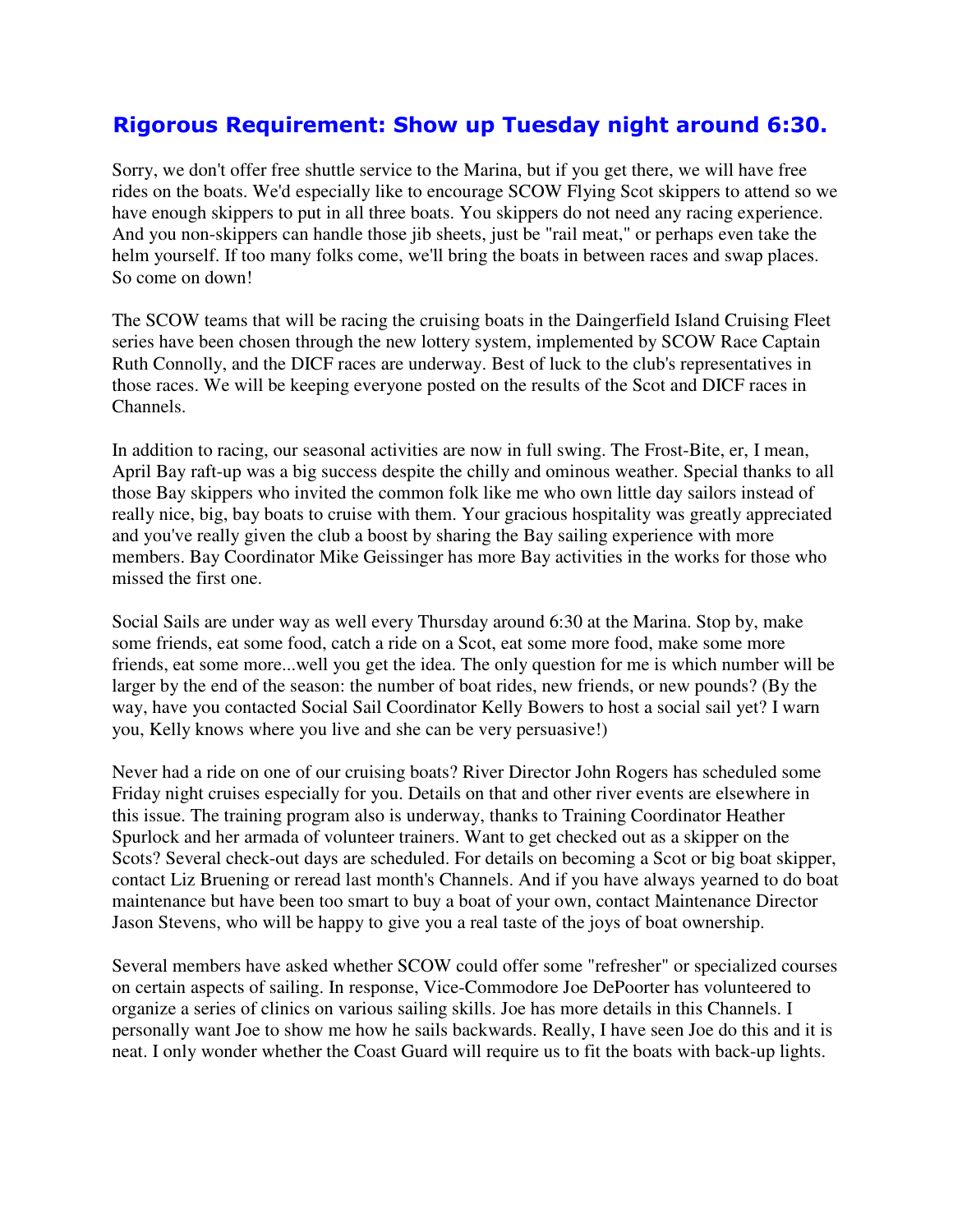## Rigorous Requirement: Show up Tuesday night around 6:30.

Sorry, we don't offer free shuttle service to the Marina, but if you get there, we will have free rides on the boats. We'd especially like to encourage SCOW Flying Scot skippers to attend so we have enough skippers to put in all three boats. You skippers do not need any racing experience. And you non-skippers can handle those jib sheets, just be "rail meat," or perhaps even take the helm yourself. If too many folks come, we'll bring the boats in between races and swap places. So come on down!

The SCOW teams that will be racing the cruising boats in the Daingerfield Island Cruising Fleet series have been chosen through the new lottery system, implemented by SCOW Race Captain Ruth Connolly, and the DICF races are underway. Best of luck to the club's representatives in those races. We will be keeping everyone posted on the results of the Scot and DICF races in Channels.

In addition to racing, our seasonal activities are now in full swing. The Frost-Bite, er, I mean, April Bay raft-up was a big success despite the chilly and ominous weather. Special thanks to all those Bay skippers who invited the common folk like me who own little day sailors instead of really nice, big, bay boats to cruise with them. Your gracious hospitality was greatly appreciated and you've really given the club a boost by sharing the Bay sailing experience with more members. Bay Coordinator Mike Geissinger has more Bay activities in the works for those who missed the first one.

Social Sails are under way as well every Thursday around 6:30 at the Marina. Stop by, make some friends, eat some food, catch a ride on a Scot, eat some more food, make some more friends, eat some more...well you get the idea. The only question for me is which number will be larger by the end of the season: the number of boat rides, new friends, or new pounds? (By the way, have you contacted Social Sail Coordinator Kelly Bowers to host a social sail yet? I warn you, Kelly knows where you live and she can be very persuasive!)

Never had a ride on one of our cruising boats? River Director John Rogers has scheduled some Friday night cruises especially for you. Details on that and other river events are elsewhere in this issue. The training program also is underway, thanks to Training Coordinator Heather Spurlock and her armada of volunteer trainers. Want to get checked out as a skipper on the Scots? Several check-out days are scheduled. For details on becoming a Scot or big boat skipper, contact Liz Bruening or reread last month's Channels. And if you have always yearned to do boat maintenance but have been too smart to buy a boat of your own, contact Maintenance Director Jason Stevens, who will be happy to give you a real taste of the joys of boat ownership.

Several members have asked whether SCOW could offer some "refresher" or specialized courses on certain aspects of sailing. In response, Vice-Commodore Joe DePoorter has volunteered to organize a series of clinics on various sailing skills. Joe has more details in this Channels. I personally want Joe to show me how he sails backwards. Really, I have seen Joe do this and it is neat. I only wonder whether the Coast Guard will require us to fit the boats with back-up lights.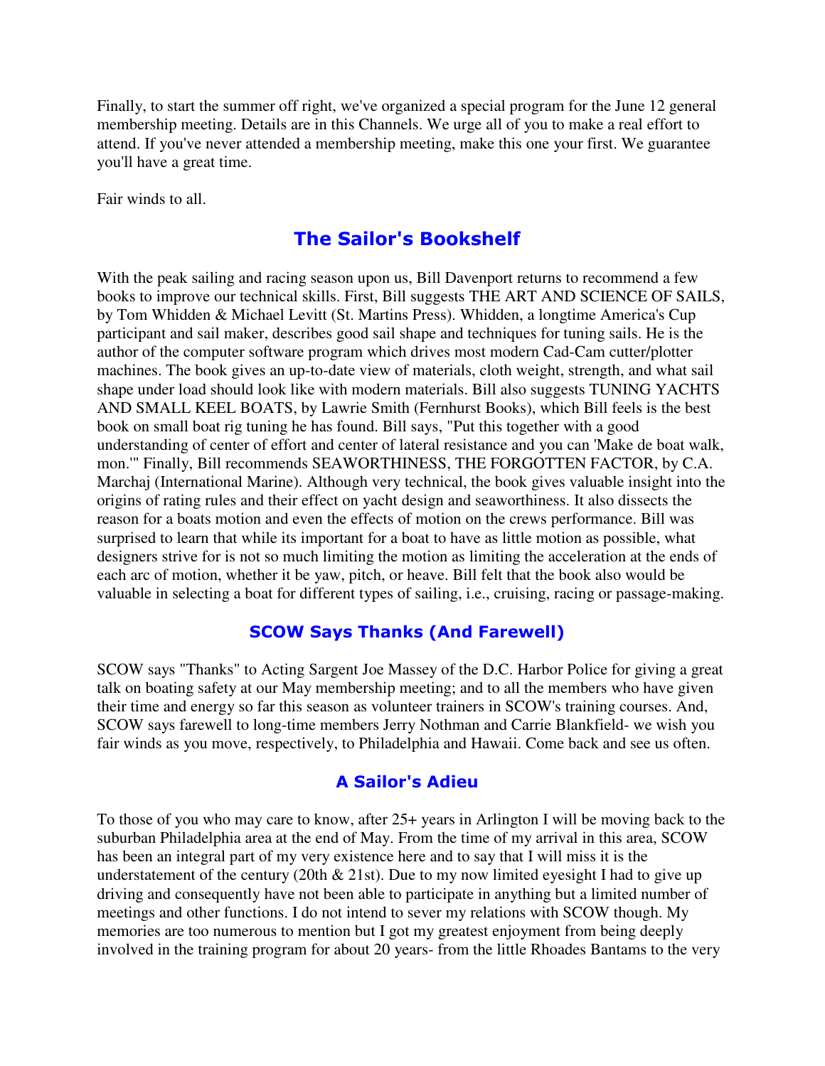Finally, to start the summer off right, we've organized a special program for the June 12 general membership meeting. Details are in this Channels. We urge all of you to make a real effort to attend. If you've never attended a membership meeting, make this one your first. We guarantee you'll have a great time.

Fair winds to all.

## The Sailor's Bookshelf

With the peak sailing and racing season upon us, Bill Davenport returns to recommend a few books to improve our technical skills. First, Bill suggests THE ART AND SCIENCE OF SAILS, by Tom Whidden & Michael Levitt (St. Martins Press). Whidden, a longtime America's Cup participant and sail maker, describes good sail shape and techniques for tuning sails. He is the author of the computer software program which drives most modern Cad-Cam cutter/plotter machines. The book gives an up-to-date view of materials, cloth weight, strength, and what sail shape under load should look like with modern materials. Bill also suggests TUNING YACHTS AND SMALL KEEL BOATS, by Lawrie Smith (Fernhurst Books), which Bill feels is the best book on small boat rig tuning he has found. Bill says, "Put this together with a good understanding of center of effort and center of lateral resistance and you can 'Make de boat walk, mon.'" Finally, Bill recommends SEAWORTHINESS, THE FORGOTTEN FACTOR, by C.A. Marchaj (International Marine). Although very technical, the book gives valuable insight into the origins of rating rules and their effect on yacht design and seaworthiness. It also dissects the reason for a boats motion and even the effects of motion on the crews performance. Bill was surprised to learn that while its important for a boat to have as little motion as possible, what designers strive for is not so much limiting the motion as limiting the acceleration at the ends of each arc of motion, whether it be yaw, pitch, or heave. Bill felt that the book also would be valuable in selecting a boat for different types of sailing, i.e., cruising, racing or passage-making.

## SCOW Says Thanks (And Farewell)

SCOW says "Thanks" to Acting Sargent Joe Massey of the D.C. Harbor Police for giving a great talk on boating safety at our May membership meeting; and to all the members who have given their time and energy so far this season as volunteer trainers in SCOW's training courses. And, SCOW says farewell to long-time members Jerry Nothman and Carrie Blankfield- we wish you fair winds as you move, respectively, to Philadelphia and Hawaii. Come back and see us often.

## A Sailor's Adieu

To those of you who may care to know, after 25+ years in Arlington I will be moving back to the suburban Philadelphia area at the end of May. From the time of my arrival in this area, SCOW has been an integral part of my very existence here and to say that I will miss it is the understatement of the century (20th & 21st). Due to my now limited eyesight I had to give up driving and consequently have not been able to participate in anything but a limited number of meetings and other functions. I do not intend to sever my relations with SCOW though. My memories are too numerous to mention but I got my greatest enjoyment from being deeply involved in the training program for about 20 years- from the little Rhoades Bantams to the very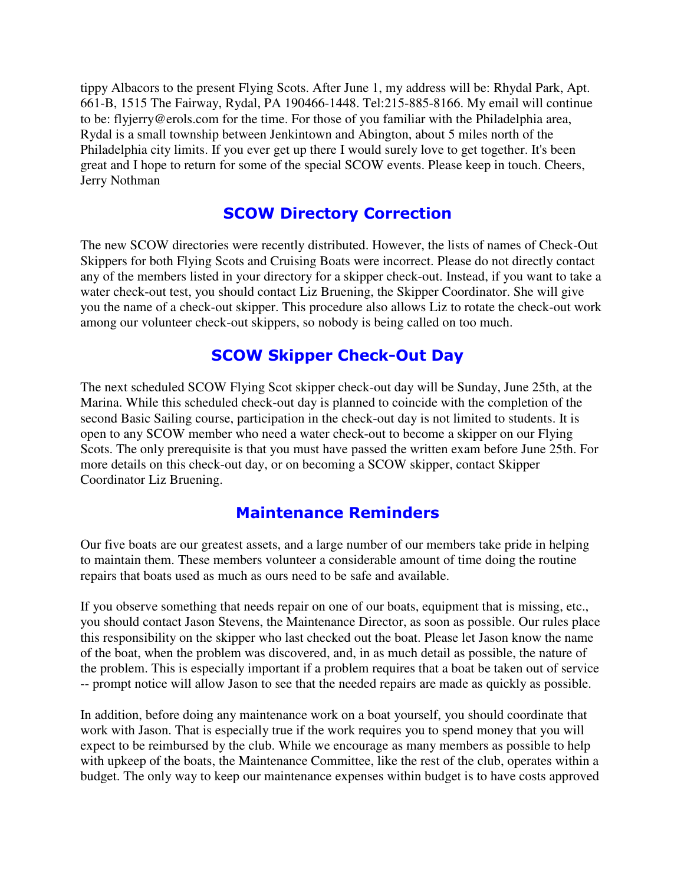tippy Albacors to the present Flying Scots. After June 1, my address will be: Rhydal Park, Apt. 661-B, 1515 The Fairway, Rydal, PA 190466-1448. Tel:215-885-8166. My email will continue to be: flyjerry@erols.com for the time. For those of you familiar with the Philadelphia area, Rydal is a small township between Jenkintown and Abington, about 5 miles north of the Philadelphia city limits. If you ever get up there I would surely love to get together. It's been great and I hope to return for some of the special SCOW events. Please keep in touch. Cheers, Jerry Nothman

## SCOW Directory Correction

The new SCOW directories were recently distributed. However, the lists of names of Check-Out Skippers for both Flying Scots and Cruising Boats were incorrect. Please do not directly contact any of the members listed in your directory for a skipper check-out. Instead, if you want to take a water check-out test, you should contact Liz Bruening, the Skipper Coordinator. She will give you the name of a check-out skipper. This procedure also allows Liz to rotate the check-out work among our volunteer check-out skippers, so nobody is being called on too much.

## SCOW Skipper Check-Out Day

The next scheduled SCOW Flying Scot skipper check-out day will be Sunday, June 25th, at the Marina. While this scheduled check-out day is planned to coincide with the completion of the second Basic Sailing course, participation in the check-out day is not limited to students. It is open to any SCOW member who need a water check-out to become a skipper on our Flying Scots. The only prerequisite is that you must have passed the written exam before June 25th. For more details on this check-out day, or on becoming a SCOW skipper, contact Skipper Coordinator Liz Bruening.

## Maintenance Reminders

Our five boats are our greatest assets, and a large number of our members take pride in helping to maintain them. These members volunteer a considerable amount of time doing the routine repairs that boats used as much as ours need to be safe and available.

If you observe something that needs repair on one of our boats, equipment that is missing, etc., you should contact Jason Stevens, the Maintenance Director, as soon as possible. Our rules place this responsibility on the skipper who last checked out the boat. Please let Jason know the name of the boat, when the problem was discovered, and, in as much detail as possible, the nature of the problem. This is especially important if a problem requires that a boat be taken out of service -- prompt notice will allow Jason to see that the needed repairs are made as quickly as possible.

In addition, before doing any maintenance work on a boat yourself, you should coordinate that work with Jason. That is especially true if the work requires you to spend money that you will expect to be reimbursed by the club. While we encourage as many members as possible to help with upkeep of the boats, the Maintenance Committee, like the rest of the club, operates within a budget. The only way to keep our maintenance expenses within budget is to have costs approved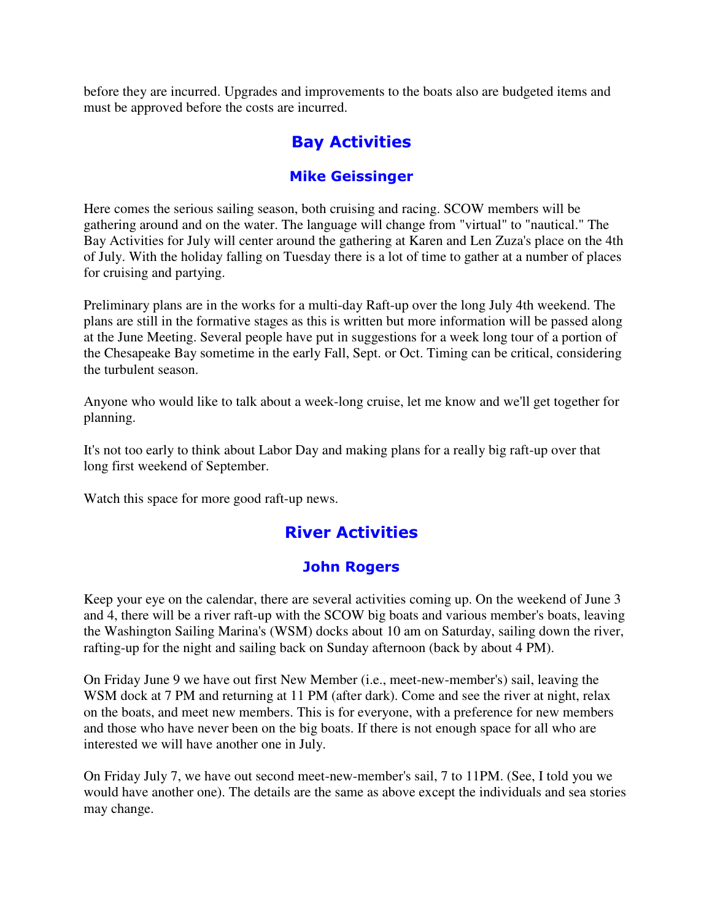before they are incurred. Upgrades and improvements to the boats also are budgeted items and must be approved before the costs are incurred.

## Bay Activities

### Mike Geissinger

Here comes the serious sailing season, both cruising and racing. SCOW members will be gathering around and on the water. The language will change from "virtual" to "nautical." The Bay Activities for July will center around the gathering at Karen and Len Zuza's place on the 4th of July. With the holiday falling on Tuesday there is a lot of time to gather at a number of places for cruising and partying.

Preliminary plans are in the works for a multi-day Raft-up over the long July 4th weekend. The plans are still in the formative stages as this is written but more information will be passed along at the June Meeting. Several people have put in suggestions for a week long tour of a portion of the Chesapeake Bay sometime in the early Fall, Sept. or Oct. Timing can be critical, considering the turbulent season.

Anyone who would like to talk about a week-long cruise, let me know and we'll get together for planning.

It's not too early to think about Labor Day and making plans for a really big raft-up over that long first weekend of September.

Watch this space for more good raft-up news.

## River Activities

### John Rogers

Keep your eye on the calendar, there are several activities coming up. On the weekend of June 3 and 4, there will be a river raft-up with the SCOW big boats and various member's boats, leaving the Washington Sailing Marina's (WSM) docks about 10 am on Saturday, sailing down the river, rafting-up for the night and sailing back on Sunday afternoon (back by about 4 PM).

On Friday June 9 we have out first New Member (i.e., meet-new-member's) sail, leaving the WSM dock at 7 PM and returning at 11 PM (after dark). Come and see the river at night, relax on the boats, and meet new members. This is for everyone, with a preference for new members and those who have never been on the big boats. If there is not enough space for all who are interested we will have another one in July.

On Friday July 7, we have out second meet-new-member's sail, 7 to 11PM. (See, I told you we would have another one). The details are the same as above except the individuals and sea stories may change.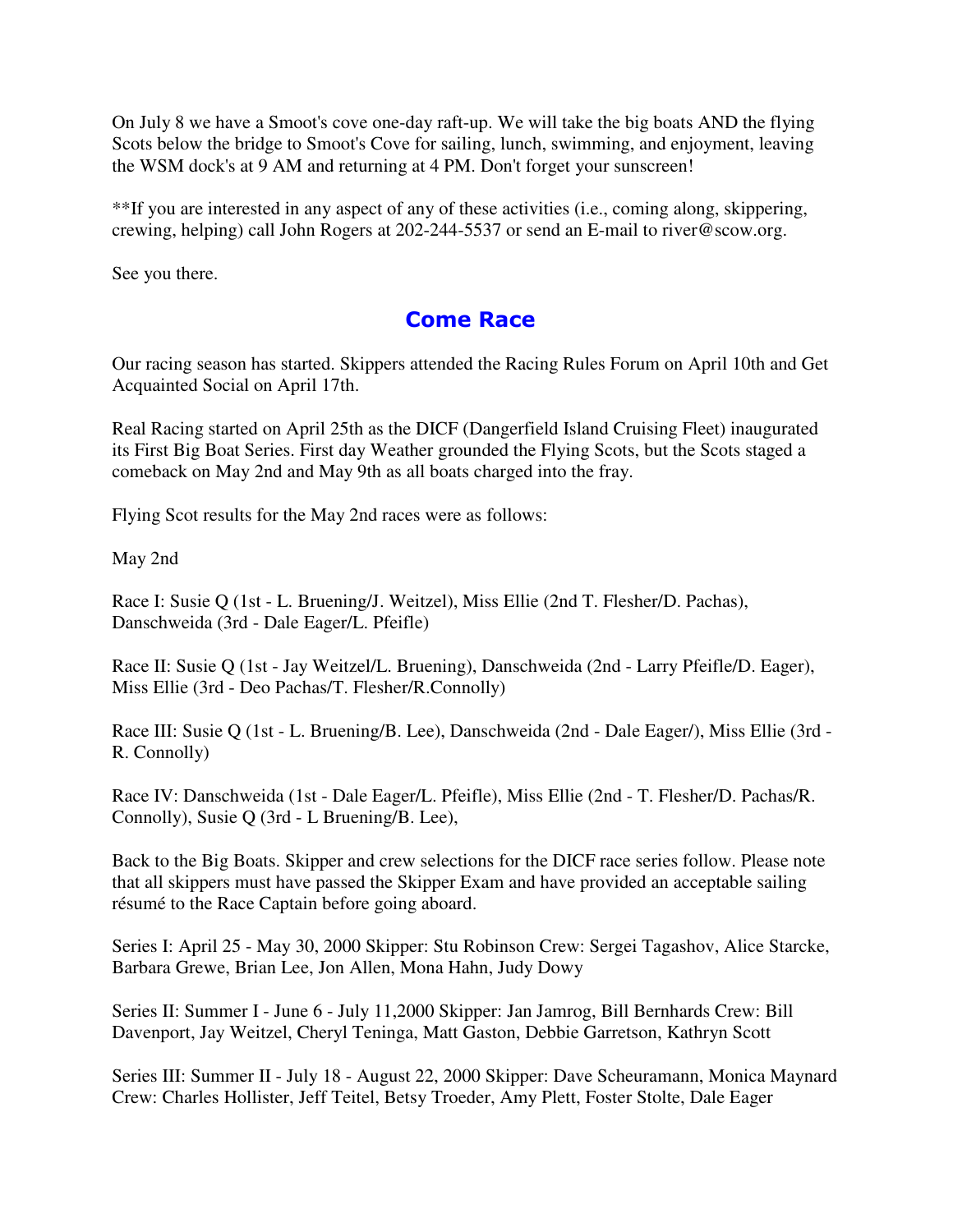On July 8 we have a Smoot's cove one-day raft-up. We will take the big boats AND the flying Scots below the bridge to Smoot's Cove for sailing, lunch, swimming, and enjoyment, leaving the WSM dock's at 9 AM and returning at 4 PM. Don't forget your sunscreen!

**If you are interested in any aspect of any of these activities (i.e., coming along, skippering, crewing, helping) call John Rogers at 202-244-5537 or send an E-mail to river@scow.org.

See you there.

## Come Race

Our racing season has started. Skippers attended the Racing Rules Forum on April 10th and Get Acquainted Social on April 17th.

Real Racing started on April 25th as the DICF (Dangerfield Island Cruising Fleet) inaugurated its First Big Boat Series. First day Weather grounded the Flying Scots, but the Scots staged a comeback on May 2nd and May 9th as all boats charged into the fray.

Flying Scot results for the May 2nd races were as follows:

May 2nd

Race I: Susie Q (1st - L. Bruening/J. Weitzel), Miss Ellie (2nd T. Flesher/D. Pachas), Danschweida (3rd - Dale Eager/L. Pfeifle)

Race II: Susie Q (1st - Jay Weitzel/L. Bruening), Danschweida (2nd - Larry Pfeifle/D. Eager), Miss Ellie (3rd - Deo Pachas/T. Flesher/R.Connolly)

Race III: Susie Q (1st - L. Bruening/B. Lee), Danschweida (2nd - Dale Eager/), Miss Ellie (3rd - R. Connolly)

Race IV: Danschweida (1st - Dale Eager/L. Pfeifle), Miss Ellie (2nd - T. Flesher/D. Pachas/R. Connolly), Susie Q (3rd - L Bruening/B. Lee),

Back to the Big Boats. Skipper and crew selections for the DICF race series follow. Please note that all skippers must have passed the Skipper Exam and have provided an acceptable sailing résumé to the Race Captain before going aboard.

Series I: April 25 - May 30, 2000 Skipper: Stu Robinson Crew: Sergei Tagashov, Alice Starcke, Barbara Grewe, Brian Lee, Jon Allen, Mona Hahn, Judy Dowy

Series II: Summer I - June 6 - July 11,2000 Skipper: Jan Jamrog, Bill Bernhards Crew: Bill Davenport, Jay Weitzel, Cheryl Teninga, Matt Gaston, Debbie Garretson, Kathryn Scott

Series III: Summer II - July 18 - August 22, 2000 Skipper: Dave Scheuramann, Monica Maynard Crew: Charles Hollister, Jeff Teitel, Betsy Troeder, Amy Plett, Foster Stolte, Dale Eager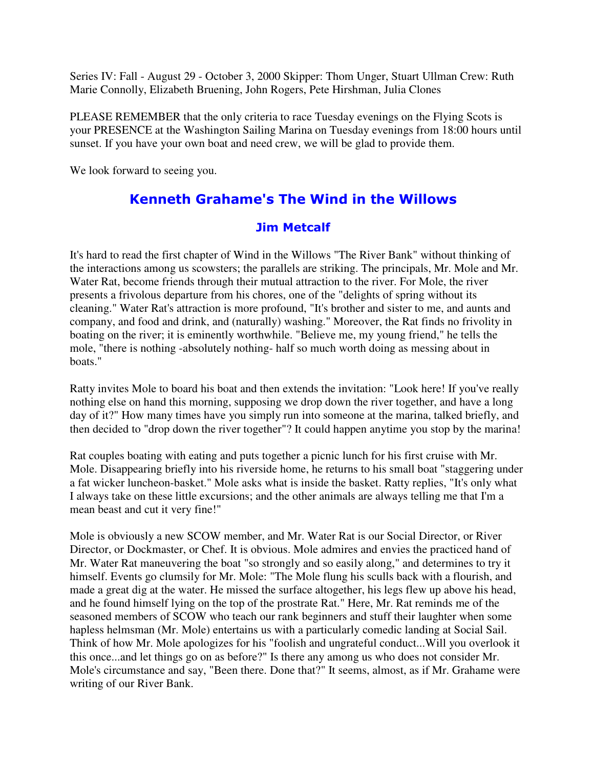Series IV: Fall - August 29 - October 3, 2000 Skipper: Thom Unger, Stuart Ullman Crew: Ruth Marie Connolly, Elizabeth Bruening, John Rogers, Pete Hirshman, Julia Clones

PLEASE REMEMBER that the only criteria to race Tuesday evenings on the Flying Scots is your PRESENCE at the Washington Sailing Marina on Tuesday evenings from 18:00 hours until sunset. If you have your own boat and need crew, we will be glad to provide them.

We look forward to seeing you.

## Kenneth Grahame's The Wind in the Willows

### Jim Metcalf

It's hard to read the first chapter of Wind in the Willows "The River Bank" without thinking of the interactions among us scowsters; the parallels are striking. The principals, Mr. Mole and Mr. Water Rat, become friends through their mutual attraction to the river. For Mole, the river presents a frivolous departure from his chores, one of the "delights of spring without its cleaning." Water Rat's attraction is more profound, "It's brother and sister to me, and aunts and company, and food and drink, and (naturally) washing." Moreover, the Rat finds no frivolity in boating on the river; it is eminently worthwhile. "Believe me, my young friend," he tells the mole, "there is nothing -absolutely nothing- half so much worth doing as messing about in boats."

Ratty invites Mole to board his boat and then extends the invitation: "Look here! If you've really nothing else on hand this morning, supposing we drop down the river together, and have a long day of it?" How many times have you simply run into someone at the marina, talked briefly, and then decided to "drop down the river together"? It could happen anytime you stop by the marina!

Rat couples boating with eating and puts together a picnic lunch for his first cruise with Mr. Mole. Disappearing briefly into his riverside home, he returns to his small boat "staggering under a fat wicker luncheon-basket." Mole asks what is inside the basket. Ratty replies, "It's only what I always take on these little excursions; and the other animals are always telling me that I'm a mean beast and cut it very fine!"

Mole is obviously a new SCOW member, and Mr. Water Rat is our Social Director, or River Director, or Dockmaster, or Chef. It is obvious. Mole admires and envies the practiced hand of Mr. Water Rat maneuvering the boat "so strongly and so easily along," and determines to try it himself. Events go clumsily for Mr. Mole: "The Mole flung his sculls back with a flourish, and made a great dig at the water. He missed the surface altogether, his legs flew up above his head, and he found himself lying on the top of the prostrate Rat." Here, Mr. Rat reminds me of the seasoned members of SCOW who teach our rank beginners and stuff their laughter when some hapless helmsman (Mr. Mole) entertains us with a particularly comedic landing at Social Sail. Think of how Mr. Mole apologizes for his "foolish and ungrateful conduct...Will you overlook it this once...and let things go on as before?" Is there any among us who does not consider Mr. Mole's circumstance and say, "Been there. Done that?" It seems, almost, as if Mr. Grahame were writing of our River Bank.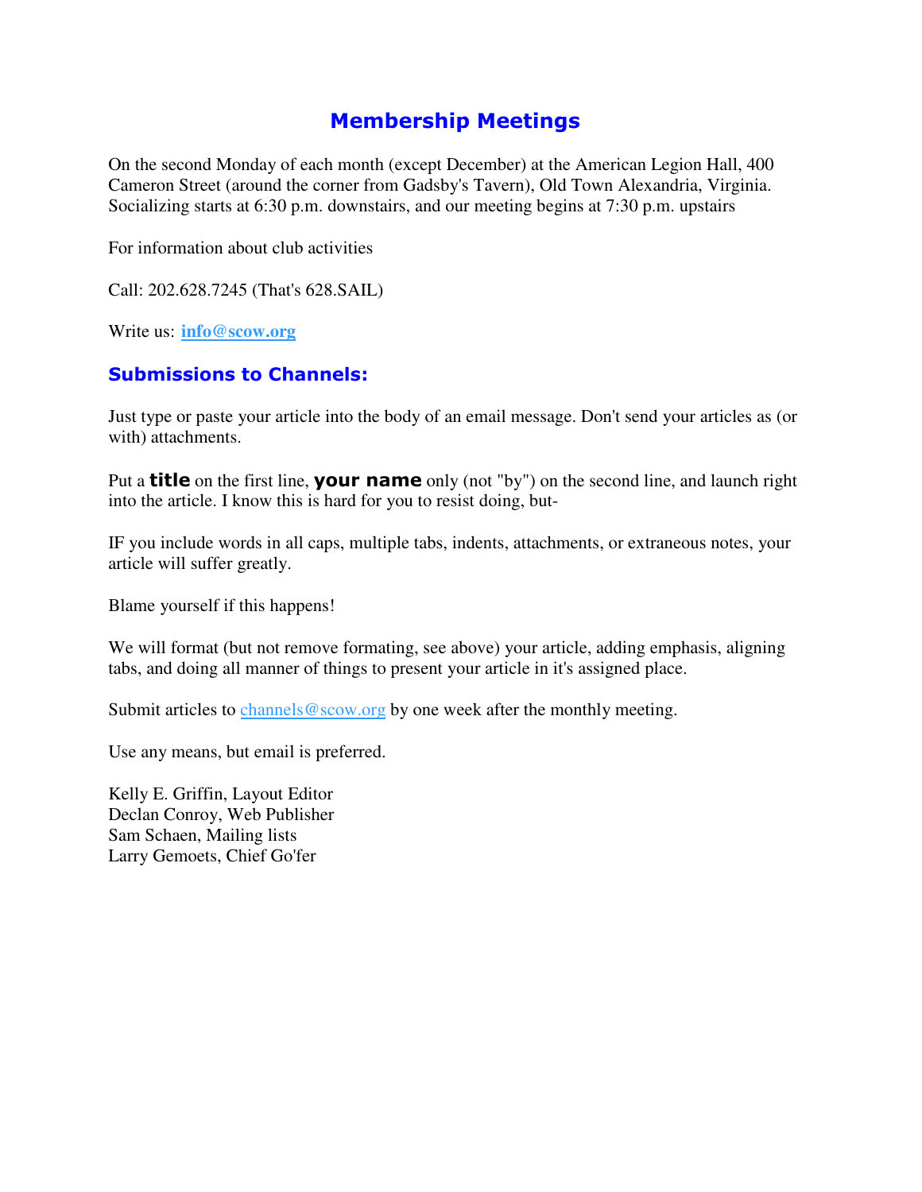## Membership Meetings

On the second Monday of each month (except December) at the American Legion Hall, 400 Cameron Street (around the corner from Gadsby's Tavern), Old Town Alexandria, Virginia. Socializing starts at 6:30 p.m. downstairs, and our meeting begins at 7:30 p.m. upstairs

For information about club activities

Call: 202.628.7245 (That's 628.SAIL)

Write us: **info@scow.org**

## Submissions to Channels:

Just type or paste your article into the body of an email message. Don't send your articles as (or with) attachments.

Put a **title** on the first line, **your name** only (not "by") on the second line, and launch right into the article. I know this is hard for you to resist doing, but-

IF you include words in all caps, multiple tabs, indents, attachments, or extraneous notes, your article will suffer greatly.

Blame yourself if this happens!

We will format (but not remove formating, see above) your article, adding emphasis, aligning tabs, and doing all manner of things to present your article in it's assigned place.

Submit articles to channels@scow.org by one week after the monthly meeting.

Use any means, but email is preferred.

Kelly E. Griffin, Layout Editor
Declan Conroy, Web Publisher
Sam Schaen, Mailing lists
Larry Gemoets, Chief Go'fer